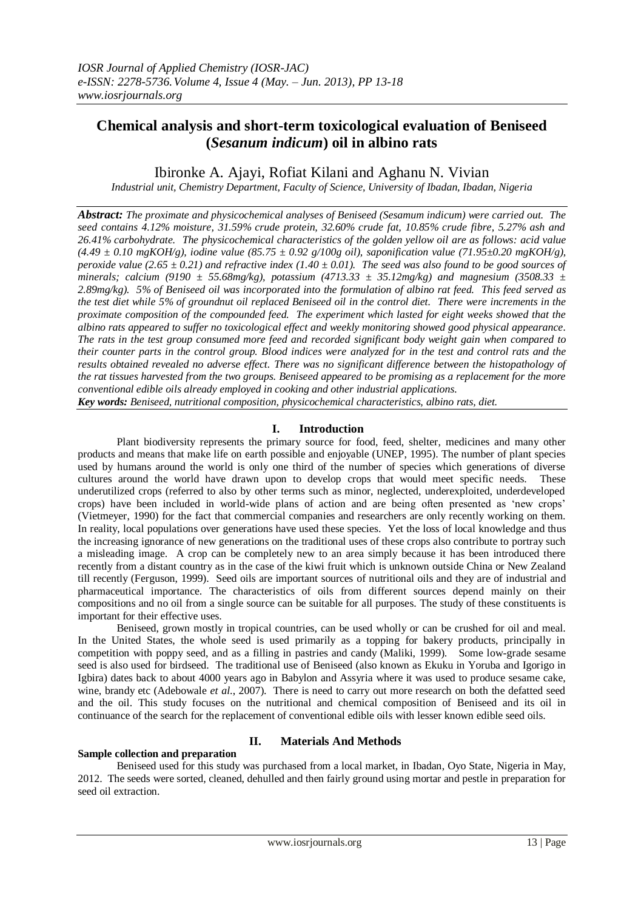# Chemical analysis and short-term toxicological evaluation of Beniseed (*Sesanum indicum*) oil in albino rats

Ibironke A. Ajayi, Rofiat Kilani and Aghanu N. Vivian

*Industrial unit, Chemistry Department, Faculty of Science, University of Ibadan, Ibadan, Nigeria*

***Abstract:*** *The proximate and physicochemical analyses of Beniseed (Sesamum indicum) were carried out. The seed contains 4.12% moisture, 31.59% crude protein, 32.60% crude fat, 10.85% crude fibre, 5.27% ash and 26.41% carbohydrate. The physicochemical characteristics of the golden yellow oil are as follows: acid value (4.49 ± 0.10 mgKOH/g), iodine value (85.75 ± 0.92 g/100g oil), saponification value (71.95±0.20 mgKOH/g), peroxide value (2.65 ± 0.21) and refractive index (1.40 ± 0.01). The seed was also found to be good sources of minerals; calcium (9190 ± 55.68mg/kg), potassium (4713.33 ± 35.12mg/kg) and magnesium (3508.33 ± 2.89mg/kg). 5% of Beniseed oil was incorporated into the formulation of albino rat feed. This feed served as the test diet while 5% of groundnut oil replaced Beniseed oil in the control diet. There were increments in the proximate composition of the compounded feed. The experiment which lasted for eight weeks showed that the albino rats appeared to suffer no toxicological effect and weekly monitoring showed good physical appearance. The rats in the test group consumed more feed and recorded significant body weight gain when compared to their counter parts in the control group. Blood indices were analyzed for in the test and control rats and the results obtained revealed no adverse effect. There was no significant difference between the histopathology of the rat tissues harvested from the two groups. Beniseed appeared to be promising as a replacement for the more conventional edible oils already employed in cooking and other industrial applications.*

***Key words:*** *Beniseed, nutritional composition, physicochemical characteristics, albino rats, diet.*

## I. Introduction

Plant biodiversity represents the primary source for food, feed, shelter, medicines and many other products and means that make life on earth possible and enjoyable (UNEP, 1995). The number of plant species used by humans around the world is only one third of the number of species which generations of diverse cultures around the world have drawn upon to develop crops that would meet specific needs. These underutilized crops (referred to also by other terms such as minor, neglected, underexploited, underdeveloped crops) have been included in world-wide plans of action and are being often presented as 'new crops' (Vietmeyer, 1990) for the fact that commercial companies and researchers are only recently working on them. In reality, local populations over generations have used these species. Yet the loss of local knowledge and thus the increasing ignorance of new generations on the traditional uses of these crops also contribute to portray such a misleading image. A crop can be completely new to an area simply because it has been introduced there recently from a distant country as in the case of the kiwi fruit which is unknown outside China or New Zealand till recently (Ferguson, 1999). Seed oils are important sources of nutritional oils and they are of industrial and pharmaceutical importance. The characteristics of oils from different sources depend mainly on their compositions and no oil from a single source can be suitable for all purposes. The study of these constituents is important for their effective uses.

Beniseed, grown mostly in tropical countries, can be used wholly or can be crushed for oil and meal. In the United States, the whole seed is used primarily as a topping for bakery products, principally in competition with poppy seed, and as a filling in pastries and candy (Maliki, 1999). Some low-grade sesame seed is also used for birdseed. The traditional use of Beniseed (also known as Ekuku in Yoruba and Igorigo in Igbira) dates back to about 4000 years ago in Babylon and Assyria where it was used to produce sesame cake, wine, brandy etc (Adebowale *et al.*, 2007). There is need to carry out more research on both the defatted seed and the oil. This study focuses on the nutritional and chemical composition of Beniseed and its oil in continuance of the search for the replacement of conventional edible oils with lesser known edible seed oils.

## II. Materials And Methods

### Sample collection and preparation

Beniseed used for this study was purchased from a local market, in Ibadan, Oyo State, Nigeria in May, 2012. The seeds were sorted, cleaned, dehulled and then fairly ground using mortar and pestle in preparation for seed oil extraction.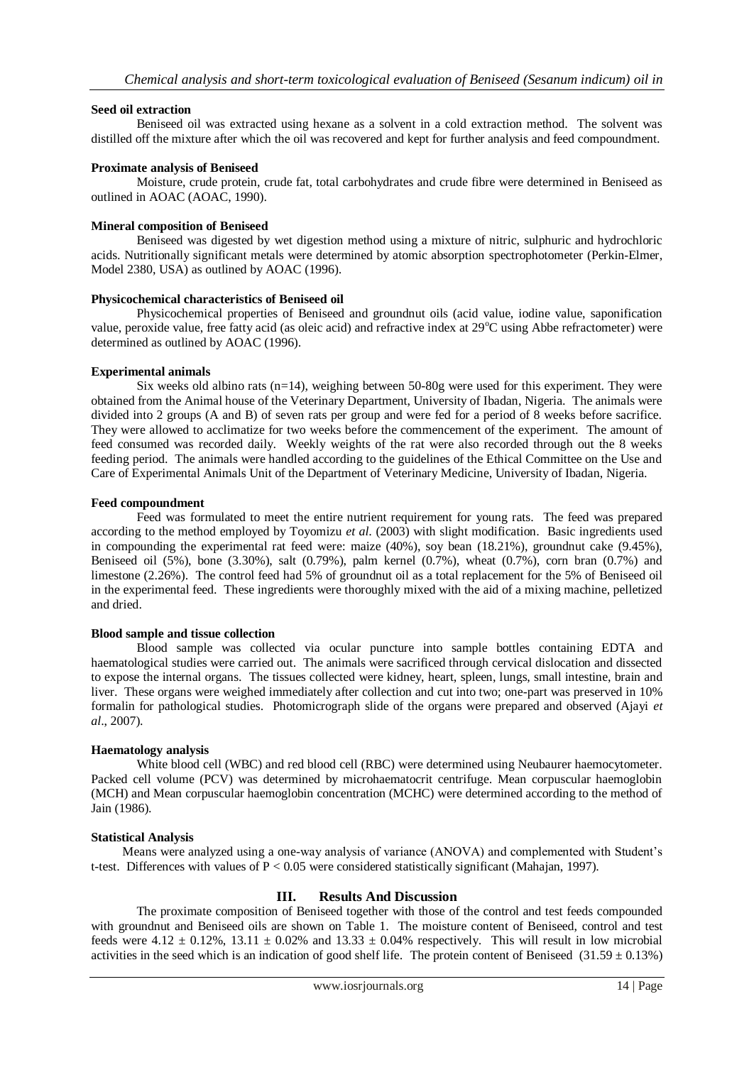**Seed oil extraction**

Beniseed oil was extracted using hexane as a solvent in a cold extraction method. The solvent was distilled off the mixture after which the oil was recovered and kept for further analysis and feed compoundment.

**Proximate analysis of Beniseed**

Moisture, crude protein, crude fat, total carbohydrates and crude fibre were determined in Beniseed as outlined in AOAC (AOAC, 1990).

**Mineral composition of Beniseed**

Beniseed was digested by wet digestion method using a mixture of nitric, sulphuric and hydrochloric acids. Nutritionally significant metals were determined by atomic absorption spectrophotometer (Perkin-Elmer, Model 2380, USA) as outlined by AOAC (1996).

**Physicochemical characteristics of Beniseed oil**

Physicochemical properties of Beniseed and groundnut oils (acid value, iodine value, saponification value, peroxide value, free fatty acid (as oleic acid) and refractive index at 29°C using Abbe refractometer) were determined as outlined by AOAC (1996).

**Experimental animals**

Six weeks old albino rats (n=14), weighing between 50-80g were used for this experiment. They were obtained from the Animal house of the Veterinary Department, University of Ibadan, Nigeria. The animals were divided into 2 groups (A and B) of seven rats per group and were fed for a period of 8 weeks before sacrifice. They were allowed to acclimatize for two weeks before the commencement of the experiment. The amount of feed consumed was recorded daily. Weekly weights of the rat were also recorded through out the 8 weeks feeding period. The animals were handled according to the guidelines of the Ethical Committee on the Use and Care of Experimental Animals Unit of the Department of Veterinary Medicine, University of Ibadan, Nigeria.

**Feed compoundment**

Feed was formulated to meet the entire nutrient requirement for young rats. The feed was prepared according to the method employed by Toyomizu *et al.* (2003) with slight modification. Basic ingredients used in compounding the experimental rat feed were: maize (40%), soy bean (18.21%), groundnut cake (9.45%), Beniseed oil (5%), bone (3.30%), salt (0.79%), palm kernel (0.7%), wheat (0.7%), corn bran (0.7%) and limestone (2.26%). The control feed had 5% of groundnut oil as a total replacement for the 5% of Beniseed oil in the experimental feed. These ingredients were thoroughly mixed with the aid of a mixing machine, pelletized and dried.

**Blood sample and tissue collection**

Blood sample was collected via ocular puncture into sample bottles containing EDTA and haematological studies were carried out. The animals were sacrificed through cervical dislocation and dissected to expose the internal organs. The tissues collected were kidney, heart, spleen, lungs, small intestine, brain and liver. These organs were weighed immediately after collection and cut into two; one-part was preserved in 10% formalin for pathological studies. Photomicrograph slide of the organs were prepared and observed (Ajayi *et al*., 2007).

**Haematology analysis**

White blood cell (WBC) and red blood cell (RBC) were determined using Neubaurer haemocytometer. Packed cell volume (PCV) was determined by microhaematocrit centrifuge. Mean corpuscular haemoglobin (MCH) and Mean corpuscular haemoglobin concentration (MCHC) were determined according to the method of Jain (1986).

**Statistical Analysis**

Means were analyzed using a one-way analysis of variance (ANOVA) and complemented with Student's t-test. Differences with values of $P < 0.05$ were considered statistically significant (Mahajan, 1997).

## III. Results And Discussion

The proximate composition of Beniseed together with those of the control and test feeds compounded with groundnut and Beniseed oils are shown on Table 1. The moisture content of Beniseed, control and test feeds were $4.12 \pm 0.12\%$, $13.11 \pm 0.02\%$ and $13.33 \pm 0.04\%$ respectively. This will result in low microbial activities in the seed which is an indication of good shelf life. The protein content of Beniseed ($31.59 \pm 0.13\%$)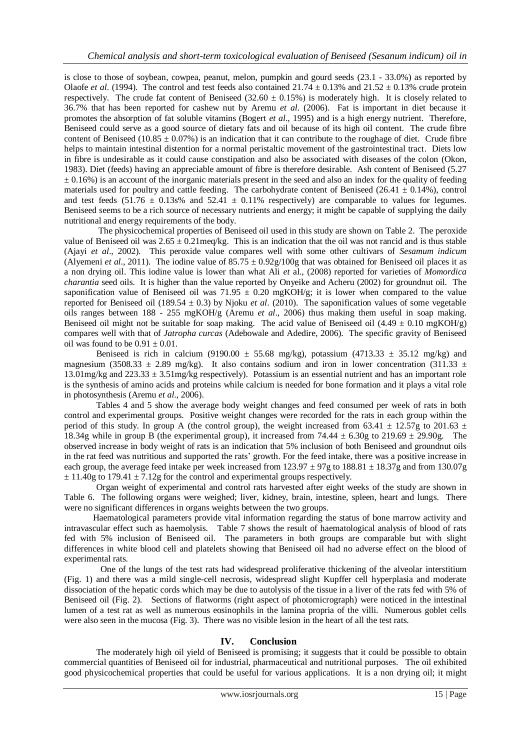is close to those of soybean, cowpea, peanut, melon, pumpkin and gourd seeds (23.1 - 33.0%) as reported by Olaofe *et al*. (1994). The control and test feeds also contained 21.74 ± 0.13% and 21.52 ± 0.13% crude protein respectively. The crude fat content of Beniseed (32.60 ± 0.15%) is moderately high. It is closely related to 36.7% that has been reported for cashew nut by Aremu *et al*. (2006). Fat is important in diet because it promotes the absorption of fat soluble vitamins (Bogert *et al*., 1995) and is a high energy nutrient. Therefore, Beniseed could serve as a good source of dietary fats and oil because of its high oil content. The crude fibre content of Beniseed (10.85 ± 0.07%) is an indication that it can contribute to the roughage of diet. Crude fibre helps to maintain intestinal distention for a normal peristaltic movement of the gastrointestinal tract. Diets low in fibre is undesirable as it could cause constipation and also be associated with diseases of the colon (Okon, 1983). Diet (feeds) having an appreciable amount of fibre is therefore desirable. Ash content of Beniseed (5.27 ± 0.16%) is an account of the inorganic materials present in the seed and also an index for the quality of feeding materials used for poultry and cattle feeding. The carbohydrate content of Beniseed (26.41 ± 0.14%), control and test feeds (51.76 ± 0.13s% and 52.41 ± 0.11% respectively) are comparable to values for legumes. Beniseed seems to be a rich source of necessary nutrients and energy; it might be capable of supplying the daily nutritional and energy requirements of the body.

The physicochemical properties of Beniseed oil used in this study are shown on Table 2. The peroxide value of Beniseed oil was 2.65 ± 0.21meq/kg. This is an indication that the oil was not rancid and is thus stable (Ajayi *et al*., 2002). This peroxide value compares well with some other cultivars of *Sesamum indicum* (Alyemeni *et al*., 2011). The iodine value of 85.75 ± 0.92g/100g that was obtained for Beniseed oil places it as a non drying oil. This iodine value is lower than what Ali *et* al., (2008) reported for varieties of *Momordica charantia* seed oils. It is higher than the value reported by Onyeike and Acheru (2002) for groundnut oil. The saponification value of Beniseed oil was 71.95 ± 0.20 mgKOH/g; it is lower when compared to the value reported for Beniseed oil (189.54 ± 0.3) by Njoku *et al*. (2010). The saponification values of some vegetable oils ranges between 188 - 255 mgKOH/g (Aremu *et al*., 2006) thus making them useful in soap making. Beniseed oil might not be suitable for soap making. The acid value of Beniseed oil (4.49 ± 0.10 mgKOH/g) compares well with that of *Jatropha curcas* (Adebowale and Adedire, 2006). The specific gravity of Beniseed oil was found to be 0.91 ± 0.01.

Beniseed is rich in calcium (9190.00 ± 55.68 mg/kg), potassium (4713.33 ± 35.12 mg/kg) and magnesium (3508.33 ± 2.89 mg/kg). It also contains sodium and iron in lower concentration (311.33 ± 13.01mg/kg and 223.33 ± 3.51mg/kg respectively). Potassium is an essential nutrient and has an important role is the synthesis of amino acids and proteins while calcium is needed for bone formation and it plays a vital role in photosynthesis (Aremu *et al*., 2006).

Tables 4 and 5 show the average body weight changes and feed consumed per week of rats in both control and experimental groups. Positive weight changes were recorded for the rats in each group within the period of this study. In group A (the control group), the weight increased from 63.41 ± 12.57g to 201.63 ± 18.34g while in group B (the experimental group), it increased from 74.44 ± 6.30g to 219.69 ± 29.90g. The observed increase in body weight of rats is an indication that 5% inclusion of both Beniseed and groundnut oils in the rat feed was nutritious and supported the rats' growth. For the feed intake, there was a positive increase in each group, the average feed intake per week increased from 123.97 ± 97g to 188.81 ± 18.37g and from 130.07g ± 11.40g to 179.41 ± 7.12g for the control and experimental groups respectively.

Organ weight of experimental and control rats harvested after eight weeks of the study are shown in Table 6. The following organs were weighed; liver, kidney, brain, intestine, spleen, heart and lungs. There were no significant differences in organs weights between the two groups.

Haematological parameters provide vital information regarding the status of bone marrow activity and intravascular effect such as haemolysis. Table 7 shows the result of haematological analysis of blood of rats fed with 5% inclusion of Beniseed oil. The parameters in both groups are comparable but with slight differences in white blood cell and platelets showing that Beniseed oil had no adverse effect on the blood of experimental rats.

One of the lungs of the test rats had widespread proliferative thickening of the alveolar interstitium (Fig. 1) and there was a mild single-cell necrosis, widespread slight Kupffer cell hyperplasia and moderate dissociation of the hepatic cords which may be due to autolysis of the tissue in a liver of the rats fed with 5% of Beniseed oil (Fig. 2). Sections of flatworms (right aspect of photomicrograph) were noticed in the intestinal lumen of a test rat as well as numerous eosinophils in the lamina propria of the villi. Numerous goblet cells were also seen in the mucosa (Fig. 3). There was no visible lesion in the heart of all the test rats.

## IV. Conclusion

The moderately high oil yield of Beniseed is promising; it suggests that it could be possible to obtain commercial quantities of Beniseed oil for industrial, pharmaceutical and nutritional purposes. The oil exhibited good physicochemical properties that could be useful for various applications. It is a non drying oil; it might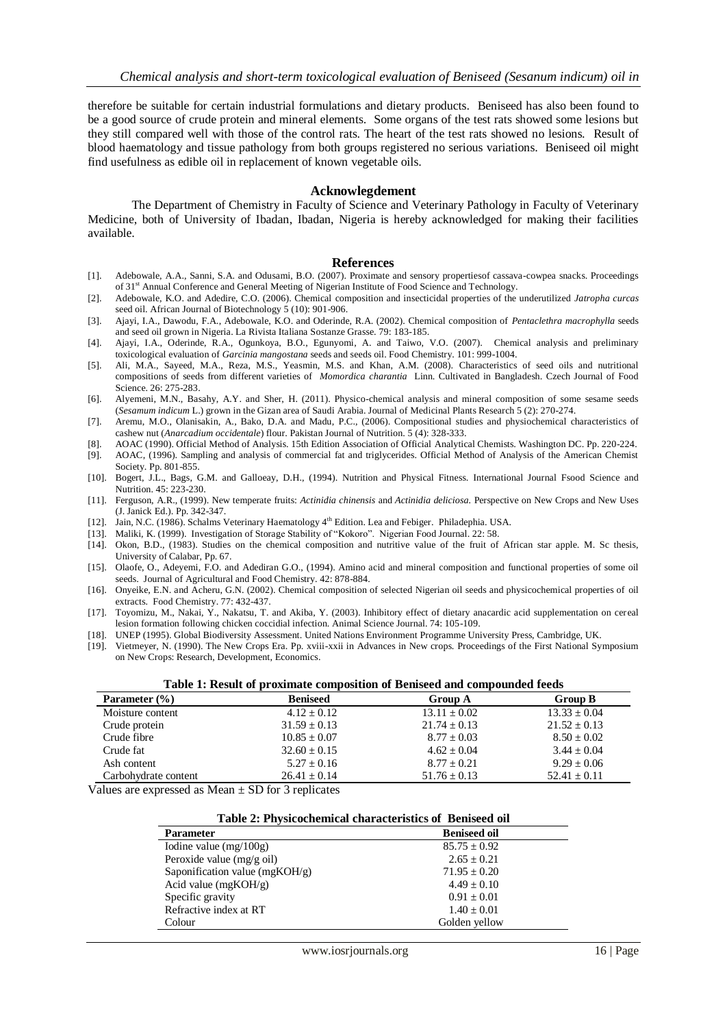therefore be suitable for certain industrial formulations and dietary products. Beniseed has also been found to be a good source of crude protein and mineral elements. Some organs of the test rats showed some lesions but they still compared well with those of the control rats. The heart of the test rats showed no lesions. Result of blood haematology and tissue pathology from both groups registered no serious variations. Beniseed oil might find usefulness as edible oil in replacement of known vegetable oils.

## Acknowlegdement

The Department of Chemistry in Faculty of Science and Veterinary Pathology in Faculty of Veterinary Medicine, both of University of Ibadan, Ibadan, Nigeria is hereby acknowledged for making their facilities available.

## References

[1]. Adebowale, A.A., Sanni, S.A. and Odusami, B.O. (2007). Proximate and sensory propertiesof cassava-cowpea snacks. Proceedings of 31st Annual Conference and General Meeting of Nigerian Institute of Food Science and Technology.

[2]. Adebowale, K.O. and Adedire, C.O. (2006). Chemical composition and insecticidal properties of the underutilized *Jatropha curcas* seed oil. African Journal of Biotechnology 5 (10): 901-906.

[3]. Ajayi, I.A., Dawodu, F.A., Adebowale, K.O. and Oderinde, R.A. (2002). Chemical composition of *Pentaclethra macrophylla* seeds and seed oil grown in Nigeria. La Rivista Italiana Sostanze Grasse. 79: 183-185.

[4]. Ajayi, I.A., Oderinde, R.A., Ogunkoya, B.O., Egunyomi, A. and Taiwo, V.O. (2007). Chemical analysis and preliminary toxicological evaluation of *Garcinia mangostana* seeds and seeds oil. Food Chemistry. 101: 999-1004.

[5]. Ali, M.A., Sayeed, M.A., Reza, M.S., Yeasmin, M.S. and Khan, A.M. (2008). Characteristics of seed oils and nutritional compositions of seeds from different varieties of *Momordica charantia* Linn. Cultivated in Bangladesh. Czech Journal of Food Science. 26: 275-283.

[6]. Alyemeni, M.N., Basahy, A.Y. and Sher, H. (2011). Physico-chemical analysis and mineral composition of some sesame seeds (*Sesamum indicum* L.) grown in the Gizan area of Saudi Arabia. Journal of Medicinal Plants Research 5 (2): 270-274.

[7]. Aremu, M.O., Olanisakin, A., Bako, D.A. and Madu, P.C., (2006). Compositional studies and physiochemical characteristics of cashew nut (*Anarcadium occidentale*) flour. Pakistan Journal of Nutrition. 5 (4): 328-333.

[8]. AOAC (1990). Official Method of Analysis. 15th Edition Association of Official Analytical Chemists. Washington DC. Pp. 220-224.

[9]. AOAC, (1996). Sampling and analysis of commercial fat and triglycerides. Official Method of Analysis of the American Chemist Society. Pp. 801-855.

[10]. Bogert, J.L., Bags, G.M. and Galloeay, D.H., (1994). Nutrition and Physical Fitness. International Journal Fsood Science and Nutrition. 45: 223-230.

[11]. Ferguson, A.R., (1999). New temperate fruits: *Actinidia chinensis* and *Actinidia deliciosa.* Perspective on New Crops and New Uses (J. Janick Ed.). Pp. 342-347.

[12]. Jain, N.C. (1986). Schalms Veterinary Haematology 4th Edition. Lea and Febiger. Philadephia. USA.

[13]. Maliki, K. (1999). Investigation of Storage Stability of "Kokoro". Nigerian Food Journal. 22: 58.

[14]. Okon, B.D., (1983). Studies on the chemical composition and nutritive value of the fruit of African star apple. M. Sc thesis, University of Calabar, Pp. 67.

[15]. Olaofe, O., Adeyemi, F.O. and Adediran G.O., (1994). Amino acid and mineral composition and functional properties of some oil seeds. Journal of Agricultural and Food Chemistry. 42: 878-884.

[16]. Onyeike, E.N. and Acheru, G.N. (2002). Chemical composition of selected Nigerian oil seeds and physicochemical properties of oil extracts. Food Chemistry. 77: 432-437.

[17]. Toyomizu, M., Nakai, Y., Nakatsu, T. and Akiba, Y. (2003). Inhibitory effect of dietary anacardic acid supplementation on cereal lesion formation following chicken coccidial infection. Animal Science Journal. 74: 105-109.

[18]. UNEP (1995). Global Biodiversity Assessment. United Nations Environment Programme University Press, Cambridge, UK.

[19]. Vietmeyer, N. (1990). The New Crops Era. Pp. xviii-xxii in Advances in New crops. Proceedings of the First National Symposium on New Crops: Research, Development, Economics.

**Table 1: Result of proximate composition of Beniseed and compounded feeds**

| Parameter (%) | Beniseed | Group A | Group B |
|---|---|---|---|
| Moisture content | 4.12 ± 0.12 | 13.11 ± 0.02 | 13.33 ± 0.04 |
| Crude protein | 31.59 ± 0.13 | 21.74 ± 0.13 | 21.52 ± 0.13 |
| Crude fibre | 10.85 ± 0.07 | 8.77 ± 0.03 | 8.50 ± 0.02 |
| Crude fat | 32.60 ± 0.15 | 4.62 ± 0.04 | 3.44 ± 0.04 |
| Ash content | 5.27 ± 0.16 | 8.77 ± 0.21 | 9.29 ± 0.06 |
| Carbohydrate content | 26.41 ± 0.14 | 51.76 ± 0.13 | 52.41 ± 0.11 |

Values are expressed as Mean ± SD for 3 replicates

**Table 2: Physicochemical characteristics of Beniseed oil**

| Parameter | Beniseed oil |
|---|---|
| Iodine value (mg/100g) | 85.75 ± 0.92 |
| Peroxide value (mg/g oil) | 2.65 ± 0.21 |
| Saponification value (mgKOH/g) | 71.95 ± 0.20 |
| Acid value (mgKOH/g) | 4.49 ± 0.10 |
| Specific gravity | 0.91 ± 0.01 |
| Refractive index at RT | 1.40 ± 0.01 |
| Colour | Golden yellow |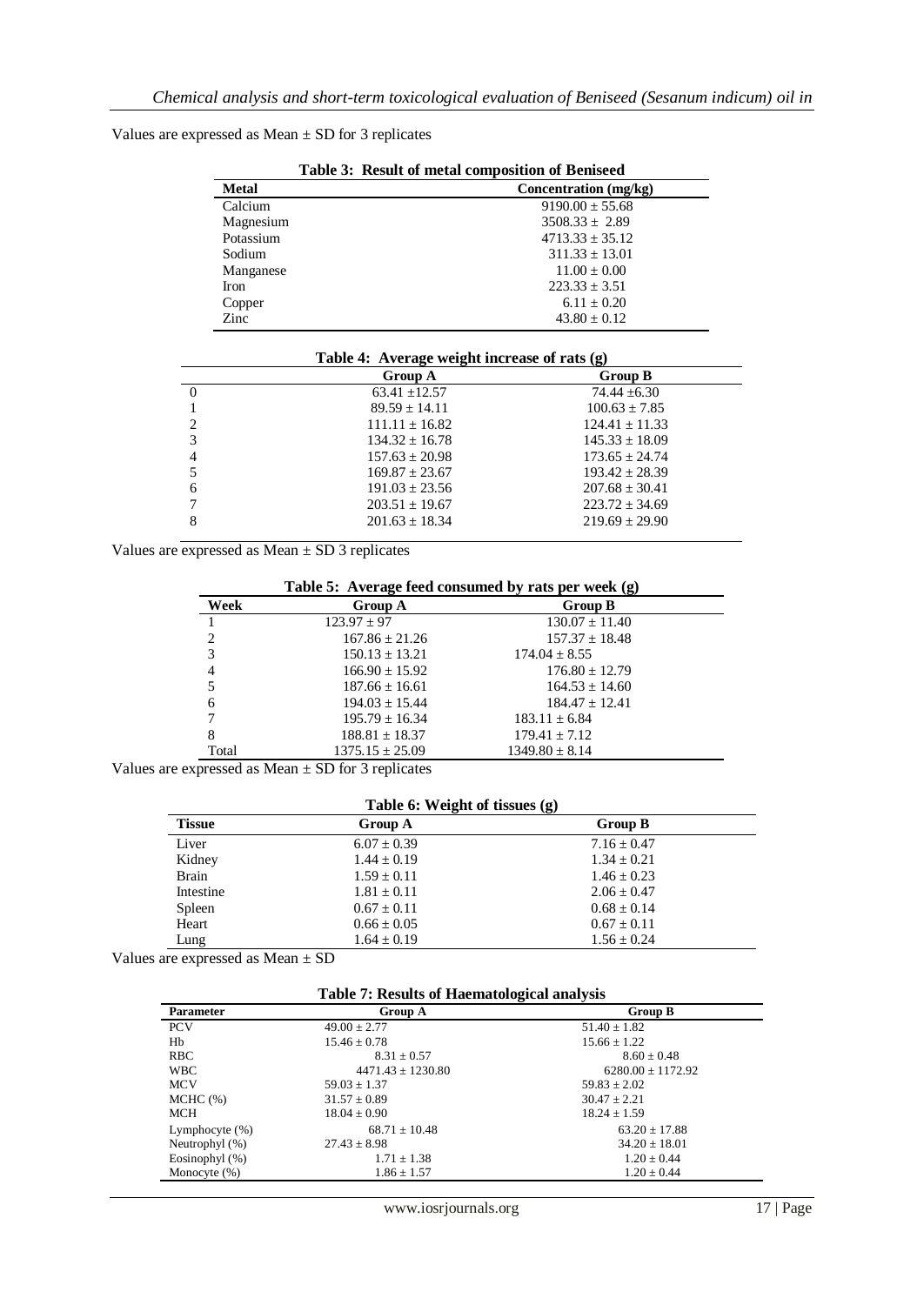Values are expressed as Mean ± SD for 3 replicates

**Table 3: Result of metal composition of Beniseed**

| Metal | Concentration (mg/kg) |
|---|---|
| Calcium | 9190.00 ± 55.68 |
| Magnesium | 3508.33 ± 2.89 |
| Potassium | 4713.33 ± 35.12 |
| Sodium | 311.33 ± 13.01 |
| Manganese | 11.00 ± 0.00 |
| Iron | 223.33 ± 3.51 |
| Copper | 6.11 ± 0.20 |
| Zinc | 43.80 ± 0.12 |

**Table 4: Average weight increase of rats (g)**

| | Group A | Group B |
|---|---|---|
| 0 | 63.41 ±12.57 | 74.44 ±6.30 |
| 1 | 89.59 ± 14.11 | 100.63 ± 7.85 |
| 2 | 111.11 ± 16.82 | 124.41 ± 11.33 |
| 3 | 134.32 ± 16.78 | 145.33 ± 18.09 |
| 4 | 157.63 ± 20.98 | 173.65 ± 24.74 |
| 5 | 169.87 ± 23.67 | 193.42 ± 28.39 |
| 6 | 191.03 ± 23.56 | 207.68 ± 30.41 |
| 7 | 203.51 ± 19.67 | 223.72 ± 34.69 |
| 8 | 201.63 ± 18.34 | 219.69 ± 29.90 |

Values are expressed as Mean ± SD 3 replicates

**Table 5: Average feed consumed by rats per week (g)**

| Week | Group A | Group B |
|---|---|---|
| 1 | 123.97 ± 97 | 130.07 ± 11.40 |
| 2 | 167.86 ± 21.26 | 157.37 ± 18.48 |
| 3 | 150.13 ± 13.21 | 174.04 ± 8.55 |
| 4 | 166.90 ± 15.92 | 176.80 ± 12.79 |
| 5 | 187.66 ± 16.61 | 164.53 ± 14.60 |
| 6 | 194.03 ± 15.44 | 184.47 ± 12.41 |
| 7 | 195.79 ± 16.34 | 183.11 ± 6.84 |
| 8 | 188.81 ± 18.37 | 179.41 ± 7.12 |
| Total | 1375.15 ± 25.09 | 1349.80 ± 8.14 |

Values are expressed as Mean ± SD for 3 replicates

**Table 6: Weight of tissues (g)**

| Tissue | Group A | Group B |
|---|---|---|
| Liver | 6.07 ± 0.39 | 7.16 ± 0.47 |
| Kidney | 1.44 ± 0.19 | 1.34 ± 0.21 |
| Brain | 1.59 ± 0.11 | 1.46 ± 0.23 |
| Intestine | 1.81 ± 0.11 | 2.06 ± 0.47 |
| Spleen | 0.67 ± 0.11 | 0.68 ± 0.14 |
| Heart | 0.66 ± 0.05 | 0.67 ± 0.11 |
| Lung | 1.64 ± 0.19 | 1.56 ± 0.24 |

Values are expressed as Mean ± SD

**Table 7: Results of Haematological analysis**

| Parameter | Group A | Group B |
|---|---|---|
| PCV | 49.00 ± 2.77 | 51.40 ± 1.82 |
| Hb | 15.46 ± 0.78 | 15.66 ± 1.22 |
| RBC | 8.31 ± 0.57 | 8.60 ± 0.48 |
| WBC | 4471.43 ± 1230.80 | 6280.00 ± 1172.92 |
| MCV | 59.03 ± 1.37 | 59.83 ± 2.02 |
| MCHC (%) | 31.57 ± 0.89 | 30.47 ± 2.21 |
| MCH | 18.04 ± 0.90 | 18.24 ± 1.59 |
| Lymphocyte (%) | 68.71 ± 10.48 | 63.20 ± 17.88 |
| Neutrophyl (%) | 27.43 ± 8.98 | 34.20 ± 18.01 |
| Eosinophyl (%) | 1.71 ± 1.38 | 1.20 ± 0.44 |
| Monocyte (%) | 1.86 ± 1.57 | 1.20 ± 0.44 |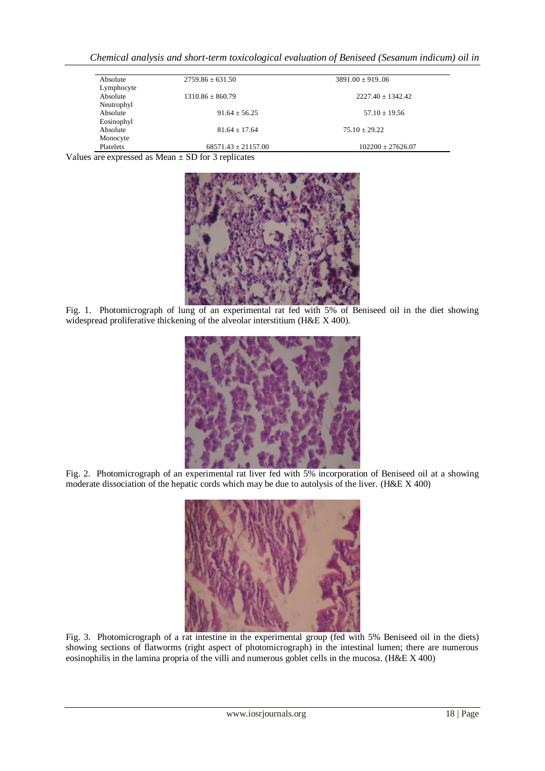| | | |
|---|---|---|
| Absolute Lymphocyte | 2759.86 ± 631.50 | 3891.00 ± 919..06 |
| Absolute Neutrophyl | 1310.86 ± 860.79 | 2227.40 ± 1342.42 |
| Absolute Eosinophyl | 91.64 ± 56.25 | 57.10 ± 19.56 |
| Absolute Monocyte | 81.64 ± 17.64 | 75.10 ± 29.22 |
| Platelets | 68571.43 ± 21157.00 | 102200 ± 27626.07 |

Values are expressed as Mean ± SD for 3 replicates

Fig. 1. Photomicrograph of lung of an experimental rat fed with 5% of Beniseed oil in the diet showing widespread proliferative thickening of the alveolar interstitium (H&E X 400).

Fig. 2. Photomicrograph of an experimental rat liver fed with 5% incorporation of Beniseed oil at a showing moderate dissociation of the hepatic cords which may be due to autolysis of the liver. (H&E X 400)

Fig. 3. Photomicrograph of a rat intestine in the experimental group (fed with 5% Beniseed oil in the diets) showing sections of flatworms (right aspect of photomicrograph) in the intestinal lumen; there are numerous eosinophilis in the lamina propria of the villi and numerous goblet cells in the mucosa. (H&E X 400)